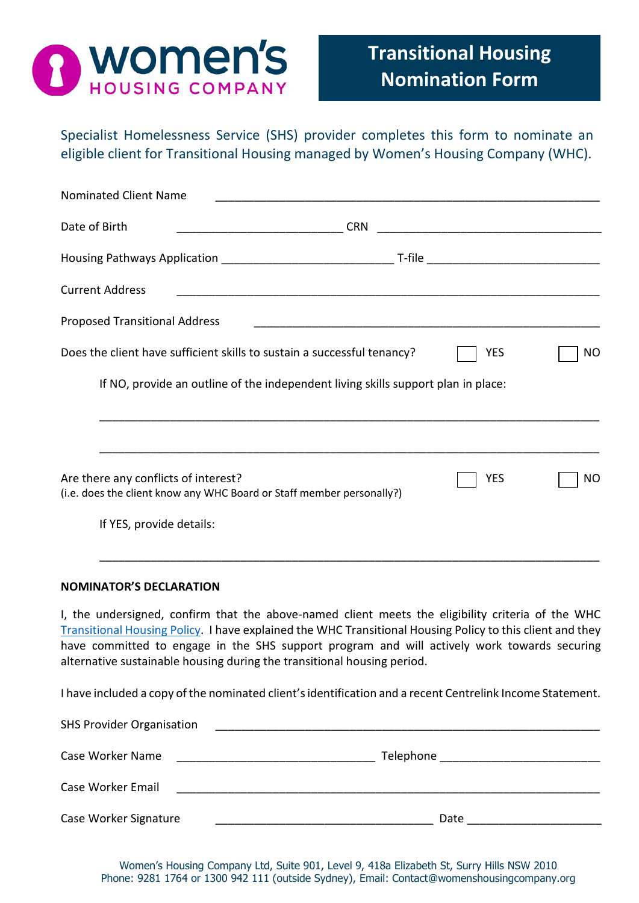**women's**
**HOUSING COMPANY**

# Transitional Housing Nomination Form

Specialist Homelessness Service (SHS) provider completes this form to nominate an eligible client for Transitional Housing managed by Women's Housing Company (WHC).

Nominated Client Name ____________________________________________________________

Date of Birth __________________________ CRN ___________________________________

Housing Pathways Application __________________________ T-file __________________________

Current Address ____________________________________________________________

Proposed Transitional Address _____________________________________________________

Does the client have sufficient skills to sustain a successful tenancy? ☐ YES ☐ NO

If NO, provide an outline of the independent living skills support plan in place:

______________________________________________________________________________

______________________________________________________________________________

Are there any conflicts of interest? ☐ YES ☐ NO
(i.e. does the client know any WHC Board or Staff member personally?)

If YES, provide details:

______________________________________________________________________________

**NOMINATOR'S DECLARATION**

I, the undersigned, confirm that the above-named client meets the eligibility criteria of the WHC Transitional Housing Policy. I have explained the WHC Transitional Housing Policy to this client and they have committed to engage in the SHS support program and will actively work towards securing alternative sustainable housing during the transitional housing period.

I have included a copy of the nominated client's identification and a recent Centrelink Income Statement.

SHS Provider Organisation ____________________________________________________________

Case Worker Name _______________________________ Telephone ________________________

Case Worker Email ____________________________________________________________

Case Worker Signature _________________________________ Date ____________________

Women's Housing Company Ltd, Suite 901, Level 9, 418a Elizabeth St, Surry Hills NSW 2010
Phone: 9281 1764 or 1300 942 111 (outside Sydney), Email: Contact@womenshousingcompany.org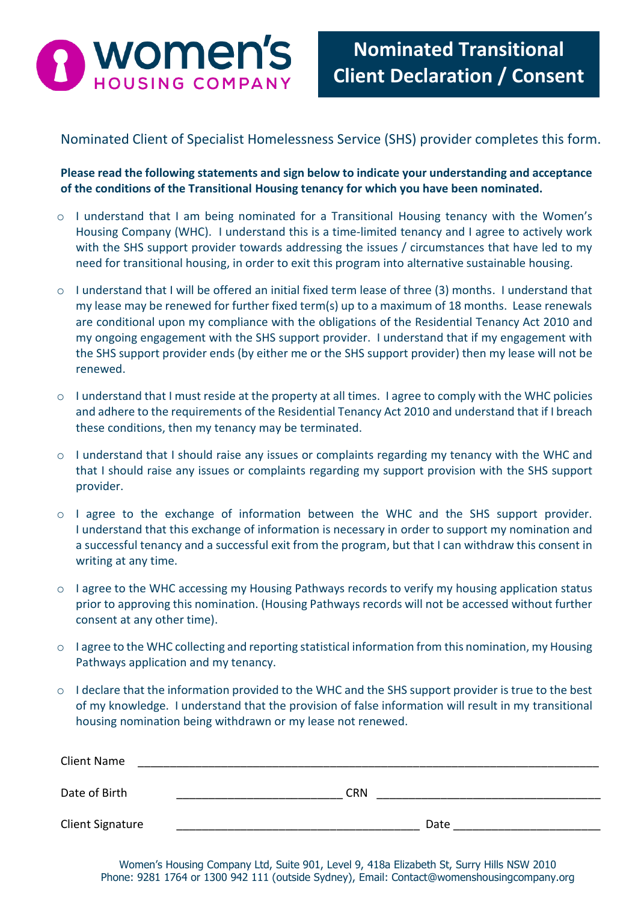women's HOUSING COMPANY

# Nominated Transitional Client Declaration / Consent

Nominated Client of Specialist Homelessness Service (SHS) provider completes this form.

**Please read the following statements and sign below to indicate your understanding and acceptance of the conditions of the Transitional Housing tenancy for which you have been nominated.**

- I understand that I am being nominated for a Transitional Housing tenancy with the Women's Housing Company (WHC). I understand this is a time-limited tenancy and I agree to actively work with the SHS support provider towards addressing the issues / circumstances that have led to my need for transitional housing, in order to exit this program into alternative sustainable housing.
- I understand that I will be offered an initial fixed term lease of three (3) months. I understand that my lease may be renewed for further fixed term(s) up to a maximum of 18 months. Lease renewals are conditional upon my compliance with the obligations of the Residential Tenancy Act 2010 and my ongoing engagement with the SHS support provider. I understand that if my engagement with the SHS support provider ends (by either me or the SHS support provider) then my lease will not be renewed.
- I understand that I must reside at the property at all times. I agree to comply with the WHC policies and adhere to the requirements of the Residential Tenancy Act 2010 and understand that if I breach these conditions, then my tenancy may be terminated.
- I understand that I should raise any issues or complaints regarding my tenancy with the WHC and that I should raise any issues or complaints regarding my support provision with the SHS support provider.
- I agree to the exchange of information between the WHC and the SHS support provider. I understand that this exchange of information is necessary in order to support my nomination and a successful tenancy and a successful exit from the program, but that I can withdraw this consent in writing at any time.
- I agree to the WHC accessing my Housing Pathways records to verify my housing application status prior to approving this nomination. (Housing Pathways records will not be accessed without further consent at any other time).
- I agree to the WHC collecting and reporting statistical information from this nomination, my Housing Pathways application and my tenancy.
- I declare that the information provided to the WHC and the SHS support provider is true to the best of my knowledge. I understand that the provision of false information will result in my transitional housing nomination being withdrawn or my lease not renewed.

Client Name ______________________________________________

Date of Birth ____________________ CRN ____________________

Client Signature ____________________ Date ____________________

Women's Housing Company Ltd, Suite 901, Level 9, 418a Elizabeth St, Surry Hills NSW 2010
Phone: 9281 1764 or 1300 942 111 (outside Sydney), Email: Contact@womenshousingcompany.org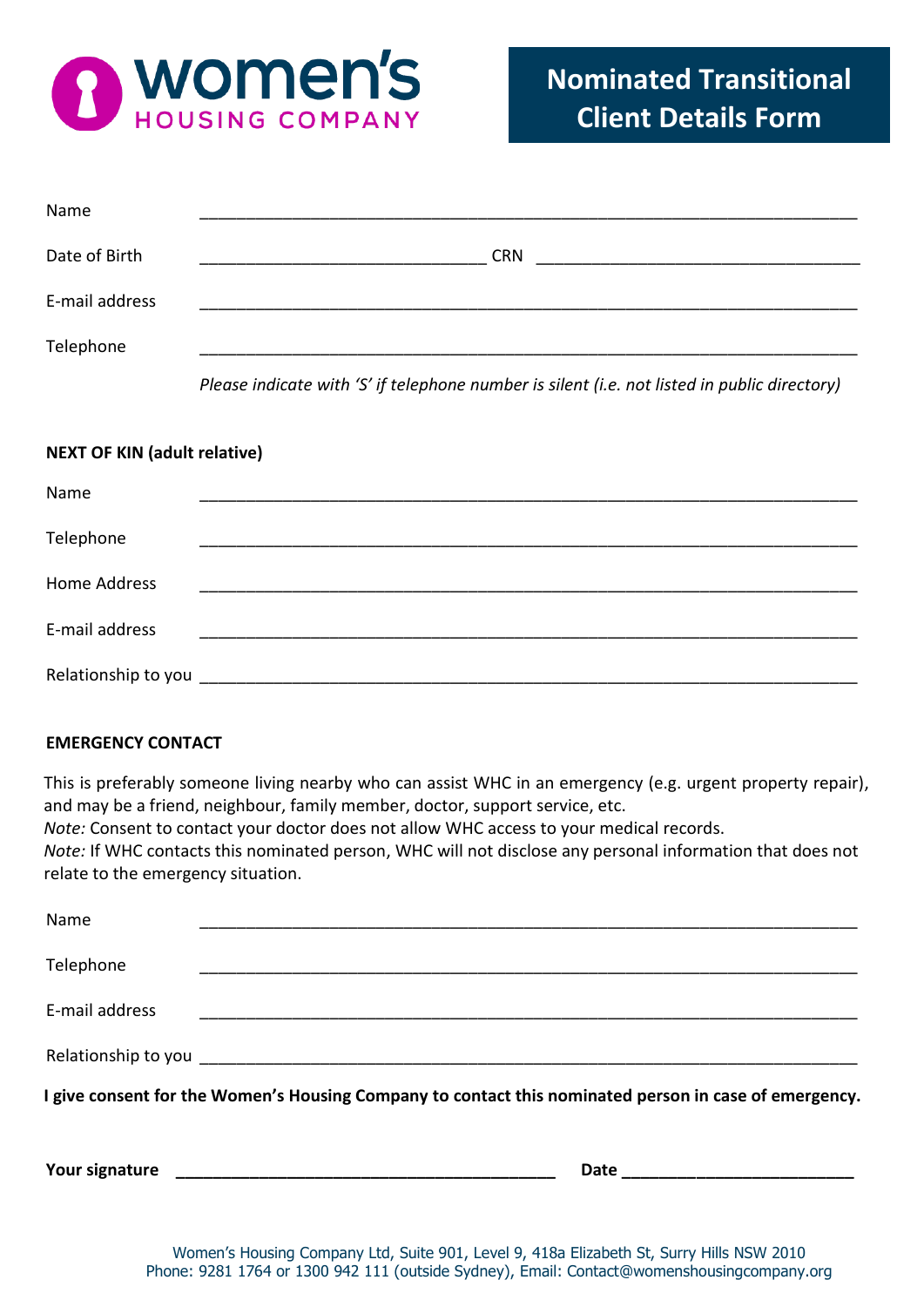women's HOUSING COMPANY

# Nominated Transitional Client Details Form

Name \_\_\_\_\_\_\_\_\_\_\_\_\_\_\_\_\_\_\_\_\_\_\_\_\_\_\_\_\_\_\_\_\_\_\_\_\_\_\_\_\_\_\_\_\_\_\_\_\_\_\_\_\_\_\_\_\_\_\_\_

Date of Birth \_\_\_\_\_\_\_\_\_\_\_\_\_\_\_\_\_\_\_\_\_\_\_\_\_\_ CRN \_\_\_\_\_\_\_\_\_\_\_\_\_\_\_\_\_\_\_\_\_\_\_\_\_\_\_\_\_\_

E-mail address \_\_\_\_\_\_\_\_\_\_\_\_\_\_\_\_\_\_\_\_\_\_\_\_\_\_\_\_\_\_\_\_\_\_\_\_\_\_\_\_\_\_\_\_\_\_\_\_\_\_\_\_\_\_\_\_\_\_\_\_

Telephone \_\_\_\_\_\_\_\_\_\_\_\_\_\_\_\_\_\_\_\_\_\_\_\_\_\_\_\_\_\_\_\_\_\_\_\_\_\_\_\_\_\_\_\_\_\_\_\_\_\_\_\_\_\_\_\_\_\_\_\_

*Please indicate with 'S' if telephone number is silent (i.e. not listed in public directory)*

**NEXT OF KIN (adult relative)**

Name \_\_\_\_\_\_\_\_\_\_\_\_\_\_\_\_\_\_\_\_\_\_\_\_\_\_\_\_\_\_\_\_\_\_\_\_\_\_\_\_\_\_\_\_\_\_\_\_\_\_\_\_\_\_\_\_\_\_\_\_

Telephone \_\_\_\_\_\_\_\_\_\_\_\_\_\_\_\_\_\_\_\_\_\_\_\_\_\_\_\_\_\_\_\_\_\_\_\_\_\_\_\_\_\_\_\_\_\_\_\_\_\_\_\_\_\_\_\_\_\_\_\_

Home Address \_\_\_\_\_\_\_\_\_\_\_\_\_\_\_\_\_\_\_\_\_\_\_\_\_\_\_\_\_\_\_\_\_\_\_\_\_\_\_\_\_\_\_\_\_\_\_\_\_\_\_\_\_\_\_\_\_\_\_\_

E-mail address \_\_\_\_\_\_\_\_\_\_\_\_\_\_\_\_\_\_\_\_\_\_\_\_\_\_\_\_\_\_\_\_\_\_\_\_\_\_\_\_\_\_\_\_\_\_\_\_\_\_\_\_\_\_\_\_\_\_\_\_

Relationship to you \_\_\_\_\_\_\_\_\_\_\_\_\_\_\_\_\_\_\_\_\_\_\_\_\_\_\_\_\_\_\_\_\_\_\_\_\_\_\_\_\_\_\_\_\_\_\_\_\_\_\_\_\_\_\_\_\_\_\_\_

**EMERGENCY CONTACT**

This is preferably someone living nearby who can assist WHC in an emergency (e.g. urgent property repair), and may be a friend, neighbour, family member, doctor, support service, etc.
*Note:* Consent to contact your doctor does not allow WHC access to your medical records.
*Note:* If WHC contacts this nominated person, WHC will not disclose any personal information that does not relate to the emergency situation.

Name \_\_\_\_\_\_\_\_\_\_\_\_\_\_\_\_\_\_\_\_\_\_\_\_\_\_\_\_\_\_\_\_\_\_\_\_\_\_\_\_\_\_\_\_\_\_\_\_\_\_\_\_\_\_\_\_\_\_\_\_

Telephone \_\_\_\_\_\_\_\_\_\_\_\_\_\_\_\_\_\_\_\_\_\_\_\_\_\_\_\_\_\_\_\_\_\_\_\_\_\_\_\_\_\_\_\_\_\_\_\_\_\_\_\_\_\_\_\_\_\_\_\_

E-mail address \_\_\_\_\_\_\_\_\_\_\_\_\_\_\_\_\_\_\_\_\_\_\_\_\_\_\_\_\_\_\_\_\_\_\_\_\_\_\_\_\_\_\_\_\_\_\_\_\_\_\_\_\_\_\_\_\_\_\_\_

Relationship to you \_\_\_\_\_\_\_\_\_\_\_\_\_\_\_\_\_\_\_\_\_\_\_\_\_\_\_\_\_\_\_\_\_\_\_\_\_\_\_\_\_\_\_\_\_\_\_\_\_\_\_\_\_\_\_\_\_\_\_\_

**I give consent for the Women's Housing Company to contact this nominated person in case of emergency.**

**Your signature** \_\_\_\_\_\_\_\_\_\_\_\_\_\_\_\_\_\_\_\_\_\_\_\_\_\_\_\_\_\_\_\_\_\_\_\_ **Date** \_\_\_\_\_\_\_\_\_\_\_\_\_\_\_\_\_\_\_\_\_\_

Women's Housing Company Ltd, Suite 901, Level 9, 418a Elizabeth St, Surry Hills NSW 2010
Phone: 9281 1764 or 1300 942 111 (outside Sydney), Email: Contact@womenshousingcompany.org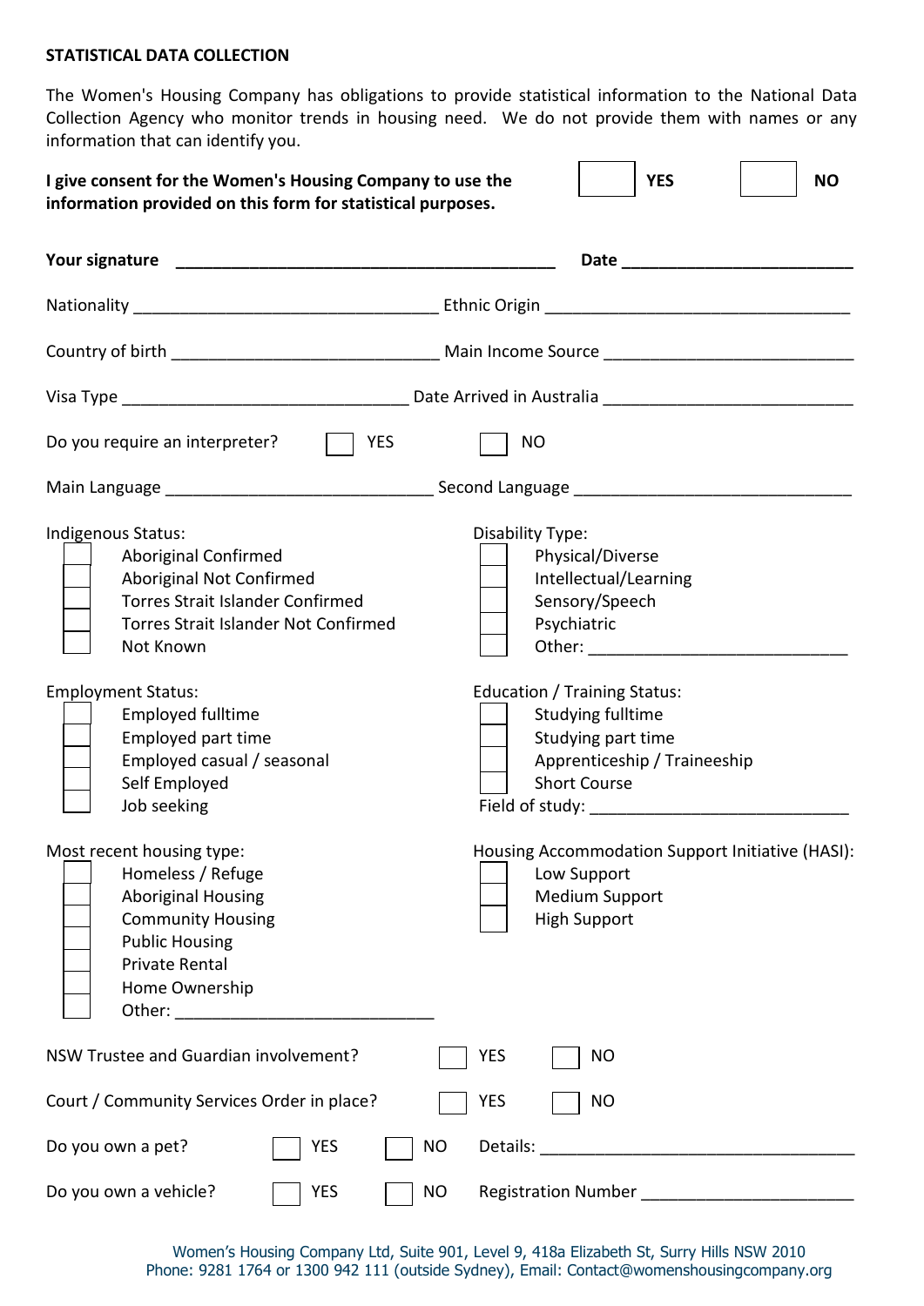**STATISTICAL DATA COLLECTION**

The Women's Housing Company has obligations to provide statistical information to the National Data Collection Agency who monitor trends in housing need. We do not provide them with names or any information that can identify you.

**I give consent for the Women's Housing Company to use the information provided on this form for statistical purposes.** ☐ **YES** ☐ **NO**

**Your signature** ________________________________________ **Date** ________________________

Nationality ________________________________ Ethnic Origin ________________________________

Country of birth ____________________________ Main Income Source ___________________________

Visa Type ______________________________ Date Arrived in Australia ___________________________

Do you require an interpreter? ☐ YES ☐ NO

Main Language ____________________________ Second Language ______________________________

Indigenous Status:

- ☐ Aboriginal Confirmed
- ☐ Aboriginal Not Confirmed
- ☐ Torres Strait Islander Confirmed
- ☐ Torres Strait Islander Not Confirmed
- ☐ Not Known

Disability Type:

- ☐ Physical/Diverse
- ☐ Intellectual/Learning
- ☐ Sensory/Speech
- ☐ Psychiatric
- ☐ Other: ____________________________

Employment Status:

- ☐ Employed fulltime
- ☐ Employed part time
- ☐ Employed casual / seasonal
- ☐ Self Employed
- ☐ Job seeking

Education / Training Status:

- ☐ Studying fulltime
- ☐ Studying part time
- ☐ Apprenticeship / Traineeship
- ☐ Short Course

Field of study: ____________________________

Most recent housing type:

- ☐ Homeless / Refuge
- ☐ Aboriginal Housing
- ☐ Community Housing
- ☐ Public Housing
- ☐ Private Rental
- ☐ Home Ownership
- ☐ Other: ____________________________

Housing Accommodation Support Initiative (HASI):

- ☐ Low Support
- ☐ Medium Support
- ☐ High Support

NSW Trustee and Guardian involvement? ☐ YES ☐ NO

Court / Community Services Order in place? ☐ YES ☐ NO

Do you own a pet? ☐ YES ☐ NO Details: ___________________________________

Do you own a vehicle? ☐ YES ☐ NO Registration Number _______________________

Women's Housing Company Ltd, Suite 901, Level 9, 418a Elizabeth St, Surry Hills NSW 2010
Phone: 9281 1764 or 1300 942 111 (outside Sydney), Email: Contact@womenshousingcompany.org